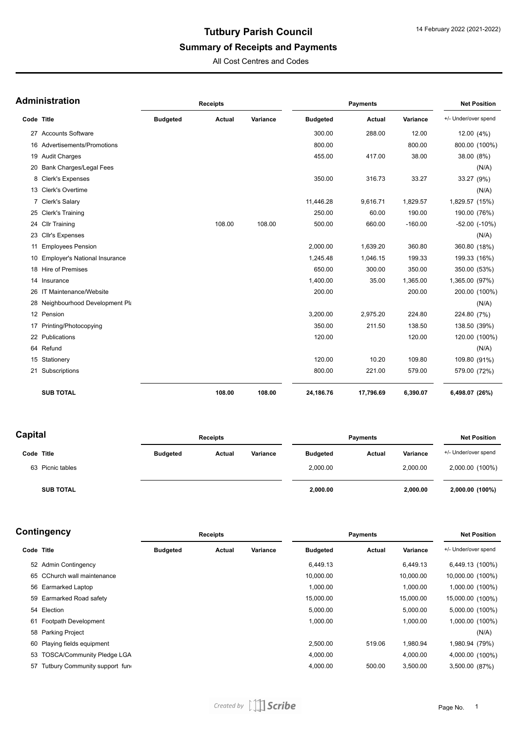# Tutbury Parish Council

## Summary of Receipts and Payments

All Cost Centres and Codes

14 February 2022 (2021-2022)

### Administration

| Code | Title | Receipts Budgeted | Receipts Actual | Receipts Variance | Payments Budgeted | Payments Actual | Payments Variance | Net Position +/- Under/over spend |
|---|---|---|---|---|---|---|---|---|
| 27 | Accounts Software | | | | 300.00 | 288.00 | 12.00 | 12.00 (4%) |
| 16 | Advertisements/Promotions | | | | 800.00 | | 800.00 | 800.00 (100%) |
| 19 | Audit Charges | | | | 455.00 | 417.00 | 38.00 | 38.00 (8%) |
| 20 | Bank Charges/Legal Fees | | | | | | | (N/A) |
| 8 | Clerk's Expenses | | | | 350.00 | 316.73 | 33.27 | 33.27 (9%) |
| 13 | Clerk's Overtime | | | | | | | (N/A) |
| 7 | Clerk's Salary | | | | 11,446.28 | 9,616.71 | 1,829.57 | 1,829.57 (15%) |
| 25 | Clerk's Training | | | | 250.00 | 60.00 | 190.00 | 190.00 (76%) |
| 24 | Cllr Training | | 108.00 | 108.00 | 500.00 | 660.00 | -160.00 | -52.00 (-10%) |
| 23 | Cllr's Expenses | | | | | | | (N/A) |
| 11 | Employees Pension | | | | 2,000.00 | 1,639.20 | 360.80 | 360.80 (18%) |
| 10 | Employer's National Insurance | | | | 1,245.48 | 1,046.15 | 199.33 | 199.33 (16%) |
| 18 | Hire of Premises | | | | 650.00 | 300.00 | 350.00 | 350.00 (53%) |
| 14 | Insurance | | | | 1,400.00 | 35.00 | 1,365.00 | 1,365.00 (97%) |
| 26 | IT Maintenance/Website | | | | 200.00 | | 200.00 | 200.00 (100%) |
| 28 | Neighbourhood Development Pl | | | | | | | (N/A) |
| 12 | Pension | | | | 3,200.00 | 2,975.20 | 224.80 | 224.80 (7%) |
| 17 | Printing/Photocopying | | | | 350.00 | 211.50 | 138.50 | 138.50 (39%) |
| 22 | Publications | | | | 120.00 | | 120.00 | 120.00 (100%) |
| 64 | Refund | | | | | | | (N/A) |
| 15 | Stationery | | | | 120.00 | 10.20 | 109.80 | 109.80 (91%) |
| 21 | Subscriptions | | | | 800.00 | 221.00 | 579.00 | 579.00 (72%) |
| | **SUB TOTAL** | | **108.00** | **108.00** | **24,186.76** | **17,796.69** | **6,390.07** | **6,498.07 (26%)** |

### Capital

| Code | Title | Receipts Budgeted | Receipts Actual | Receipts Variance | Payments Budgeted | Payments Actual | Payments Variance | Net Position +/- Under/over spend |
|---|---|---|---|---|---|---|---|---|
| 63 | Picnic tables | | | | 2,000.00 | | 2,000.00 | 2,000.00 (100%) |
| | **SUB TOTAL** | | | | **2,000.00** | | **2,000.00** | **2,000.00 (100%)** |

### Contingency

| Code | Title | Receipts Budgeted | Receipts Actual | Receipts Variance | Payments Budgeted | Payments Actual | Payments Variance | Net Position +/- Under/over spend |
|---|---|---|---|---|---|---|---|---|
| 52 | Admin Contingency | | | | 6,449.13 | | 6,449.13 | 6,449.13 (100%) |
| 65 | CChurch wall maintenance | | | | 10,000.00 | | 10,000.00 | 10,000.00 (100%) |
| 56 | Earmarked Laptop | | | | 1,000.00 | | 1,000.00 | 1,000.00 (100%) |
| 59 | Earmarked Road safety | | | | 15,000.00 | | 15,000.00 | 15,000.00 (100%) |
| 54 | Election | | | | 5,000.00 | | 5,000.00 | 5,000.00 (100%) |
| 61 | Footpath Development | | | | 1,000.00 | | 1,000.00 | 1,000.00 (100%) |
| 58 | Parking Project | | | | | | | (N/A) |
| 60 | Playing fields equipment | | | | 2,500.00 | 519.06 | 1,980.94 | 1,980.94 (79%) |
| 53 | TOSCA/Community Pledge LGA | | | | 4,000.00 | | 4,000.00 | 4,000.00 (100%) |
| 57 | Tutbury Community support fun | | | | 4,000.00 | 500.00 | 3,500.00 | 3,500.00 (87%) |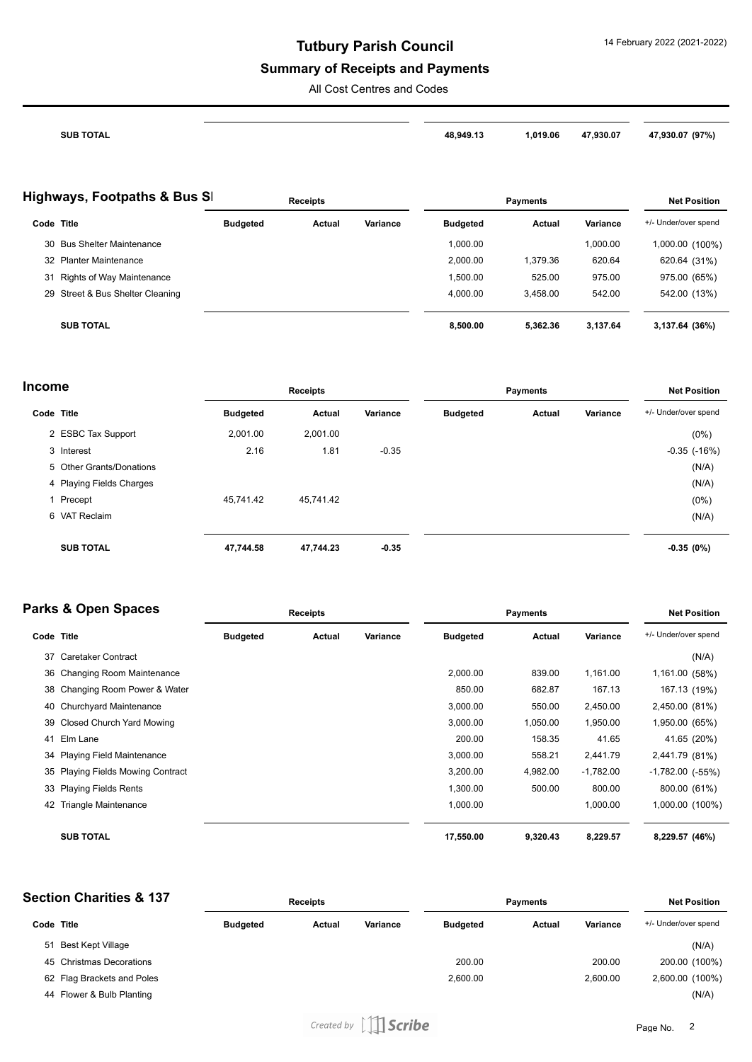# Tutbury Parish Council

## Summary of Receipts and Payments

All Cost Centres and Codes

| | | | | | | | |
|---|---|---|---|---|---|---|---|
| **SUB TOTAL** | | | | **48,949.13** | **1,019.06** | **47,930.07** | **47,930.07 (97%)** |

## Highways, Footpaths & Bus Sl

| Code Title | Receipts | | | Payments | | | Net Position |
|---|---|---|---|---|---|---|---|
| | Budgeted | Actual | Variance | Budgeted | Actual | Variance | +/- Under/over spend |
| 30 Bus Shelter Maintenance | | | | 1,000.00 | | 1,000.00 | 1,000.00 (100%) |
| 32 Planter Maintenance | | | | 2,000.00 | 1,379.36 | 620.64 | 620.64 (31%) |
| 31 Rights of Way Maintenance | | | | 1,500.00 | 525.00 | 975.00 | 975.00 (65%) |
| 29 Street & Bus Shelter Cleaning | | | | 4,000.00 | 3,458.00 | 542.00 | 542.00 (13%) |
| **SUB TOTAL** | | | | **8,500.00** | **5,362.36** | **3,137.64** | **3,137.64 (36%)** |

## Income

| Code Title | Receipts | | | Payments | | | Net Position |
|---|---|---|---|---|---|---|---|
| | Budgeted | Actual | Variance | Budgeted | Actual | Variance | +/- Under/over spend |
| 2 ESBC Tax Support | 2,001.00 | 2,001.00 | | | | | (0%) |
| 3 Interest | 2.16 | 1.81 | -0.35 | | | | -0.35 (-16%) |
| 5 Other Grants/Donations | | | | | | | (N/A) |
| 4 Playing Fields Charges | | | | | | | (N/A) |
| 1 Precept | 45,741.42 | 45,741.42 | | | | | (0%) |
| 6 VAT Reclaim | | | | | | | (N/A) |
| **SUB TOTAL** | **47,744.58** | **47,744.23** | **-0.35** | | | | **-0.35 (0%)** |

## Parks & Open Spaces

| Code Title | Receipts | | | Payments | | | Net Position |
|---|---|---|---|---|---|---|---|
| | Budgeted | Actual | Variance | Budgeted | Actual | Variance | +/- Under/over spend |
| 37 Caretaker Contract | | | | | | | (N/A) |
| 36 Changing Room Maintenance | | | | 2,000.00 | 839.00 | 1,161.00 | 1,161.00 (58%) |
| 38 Changing Room Power & Water | | | | 850.00 | 682.87 | 167.13 | 167.13 (19%) |
| 40 Churchyard Maintenance | | | | 3,000.00 | 550.00 | 2,450.00 | 2,450.00 (81%) |
| 39 Closed Church Yard Mowing | | | | 3,000.00 | 1,050.00 | 1,950.00 | 1,950.00 (65%) |
| 41 Elm Lane | | | | 200.00 | 158.35 | 41.65 | 41.65 (20%) |
| 34 Playing Field Maintenance | | | | 3,000.00 | 558.21 | 2,441.79 | 2,441.79 (81%) |
| 35 Playing Fields Mowing Contract | | | | 3,200.00 | 4,982.00 | -1,782.00 | -1,782.00 (-55%) |
| 33 Playing Fields Rents | | | | 1,300.00 | 500.00 | 800.00 | 800.00 (61%) |
| 42 Triangle Maintenance | | | | 1,000.00 | | 1,000.00 | 1,000.00 (100%) |
| **SUB TOTAL** | | | | **17,550.00** | **9,320.43** | **8,229.57** | **8,229.57 (46%)** |

## Section Charities & 137

| Code Title | Receipts | | | Payments | | | Net Position |
|---|---|---|---|---|---|---|---|
| | Budgeted | Actual | Variance | Budgeted | Actual | Variance | +/- Under/over spend |
| 51 Best Kept Village | | | | | | | (N/A) |
| 45 Christmas Decorations | | | | 200.00 | | 200.00 | 200.00 (100%) |
| 62 Flag Brackets and Poles | | | | 2,600.00 | | 2,600.00 | 2,600.00 (100%) |
| 44 Flower & Bulb Planting | | | | | | | (N/A) |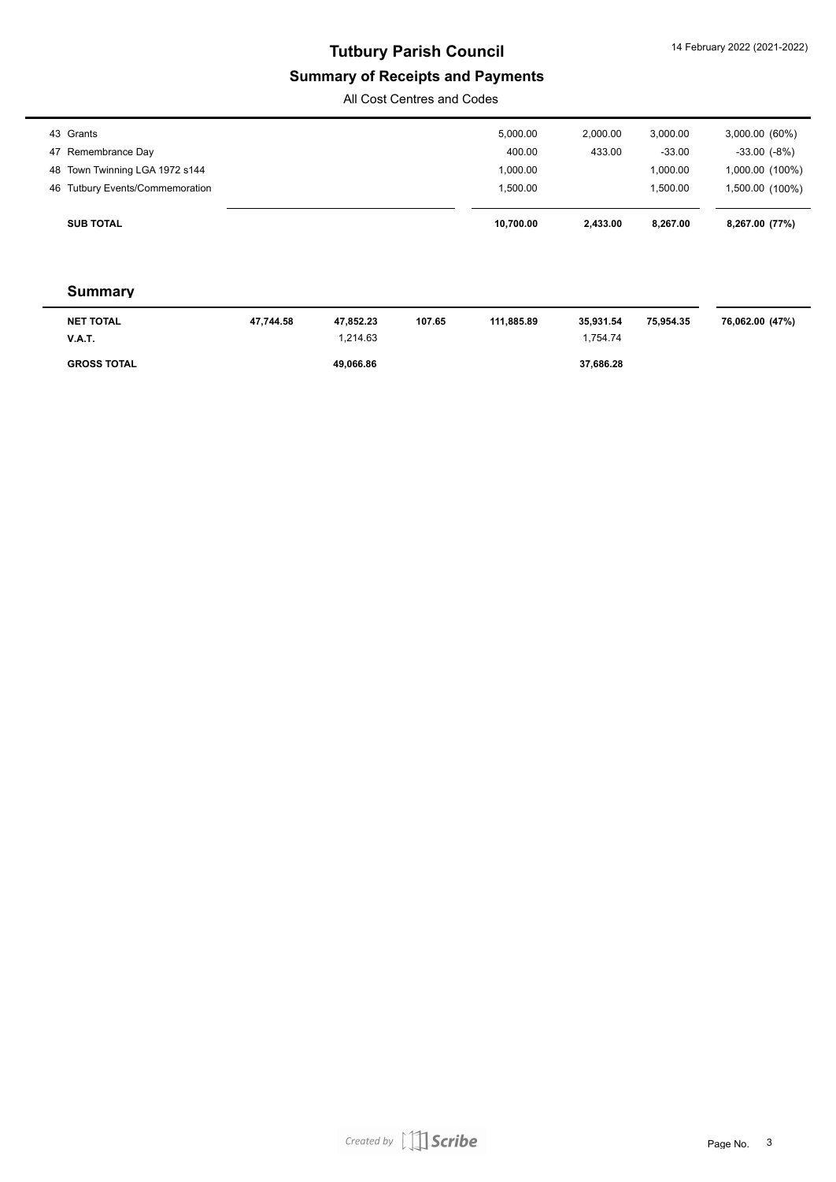# Tutbury Parish Council

## Summary of Receipts and Payments

All Cost Centres and Codes

| | | | | | | | |
|---|---|---|---|---|---|---|---|
| 43 Grants | | | | 5,000.00 | 2,000.00 | 3,000.00 | 3,000.00 (60%) |
| 47 Remembrance Day | | | | 400.00 | 433.00 | -33.00 | -33.00 (-8%) |
| 48 Town Twinning LGA 1972 s144 | | | | 1,000.00 | | 1,000.00 | 1,000.00 (100%) |
| 46 Tutbury Events/Commemoration | | | | 1,500.00 | | 1,500.00 | 1,500.00 (100%) |
| **SUB TOTAL** | | | | **10,700.00** | **2,433.00** | **8,267.00** | **8,267.00 (77%)** |

## Summary

| | | | | | | | |
|---|---|---|---|---|---|---|---|
| **NET TOTAL** | **47,744.58** | **47,852.23** | **107.65** | **111,885.89** | **35,931.54** | **75,954.35** | **76,062.00 (47%)** |
| **V.A.T.** | | 1,214.63 | | | 1,754.74 | | |
| **GROSS TOTAL** | | **49,066.86** | | | **37,686.28** | | |